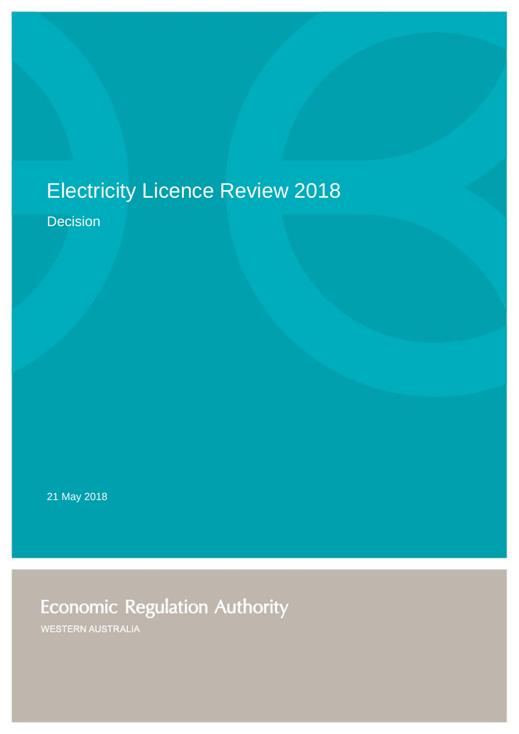# Electricity Licence Review 2018

Decision

21 May 2018

Economic Regulation Authority

WESTERN AUSTRALIA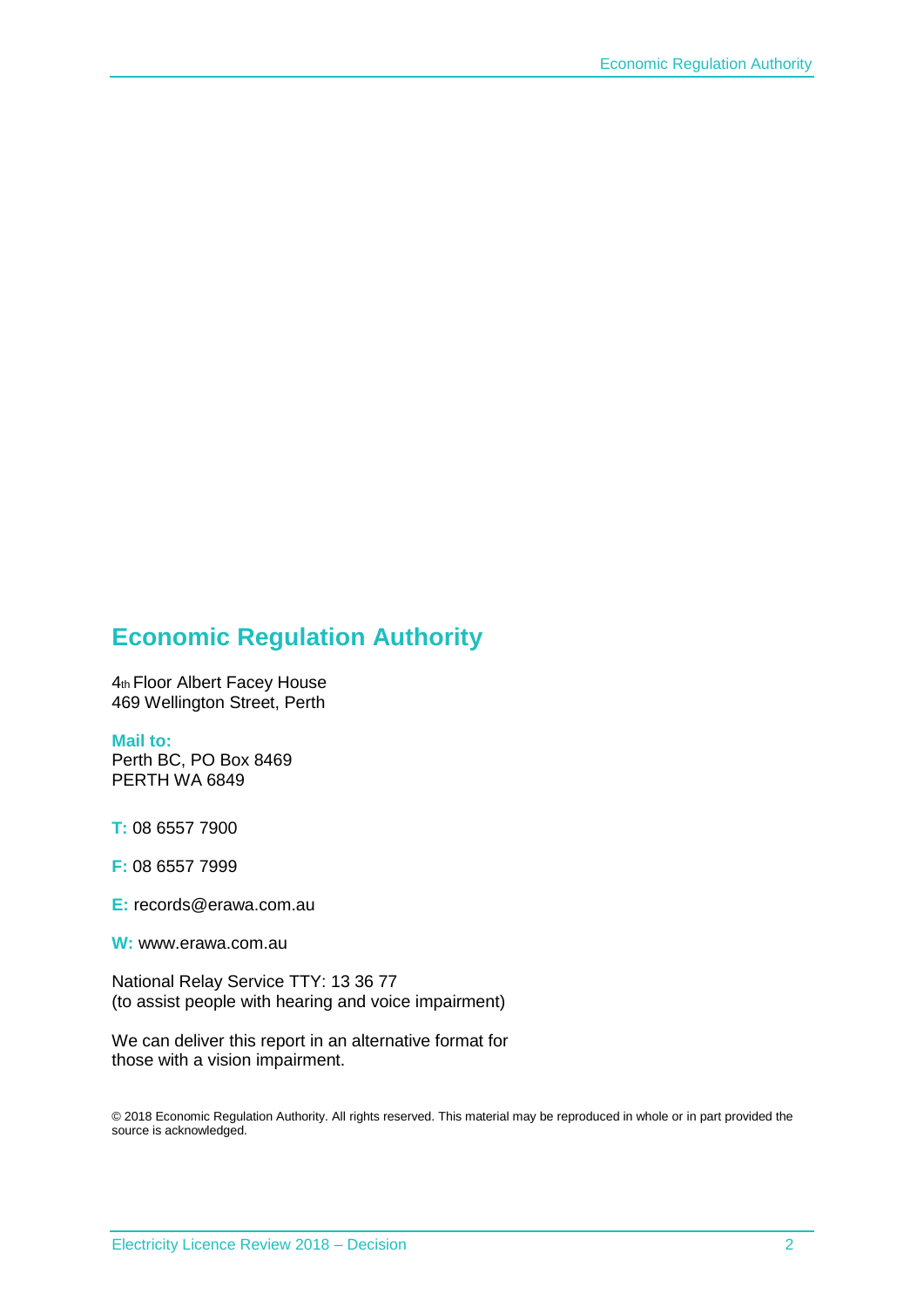## Economic Regulation Authority

4th Floor Albert Facey House
469 Wellington Street, Perth

**Mail to:**
Perth BC, PO Box 8469
PERTH WA 6849

**T:** 08 6557 7900

**F:** 08 6557 7999

**E:** records@erawa.com.au

**W:** www.erawa.com.au

National Relay Service TTY: 13 36 77
(to assist people with hearing and voice impairment)

We can deliver this report in an alternative format for
those with a vision impairment.

© 2018 Economic Regulation Authority. All rights reserved. This material may be reproduced in whole or in part provided the source is acknowledged.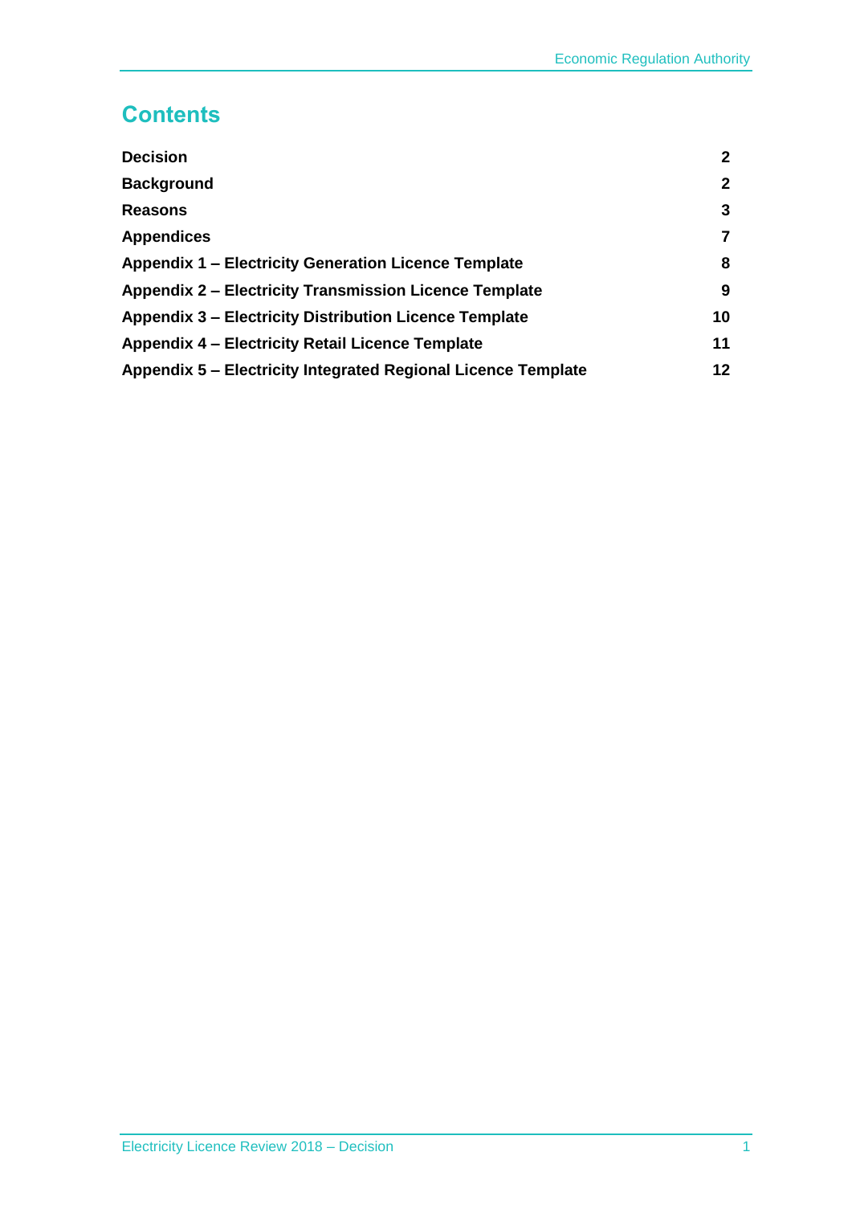# Contents

| | |
|---|---|
| **Decision** | **2** |
| **Background** | **2** |
| **Reasons** | **3** |
| **Appendices** | **7** |
| **Appendix 1 – Electricity Generation Licence Template** | **8** |
| **Appendix 2 – Electricity Transmission Licence Template** | **9** |
| **Appendix 3 – Electricity Distribution Licence Template** | **10** |
| **Appendix 4 – Electricity Retail Licence Template** | **11** |
| **Appendix 5 – Electricity Integrated Regional Licence Template** | **12** |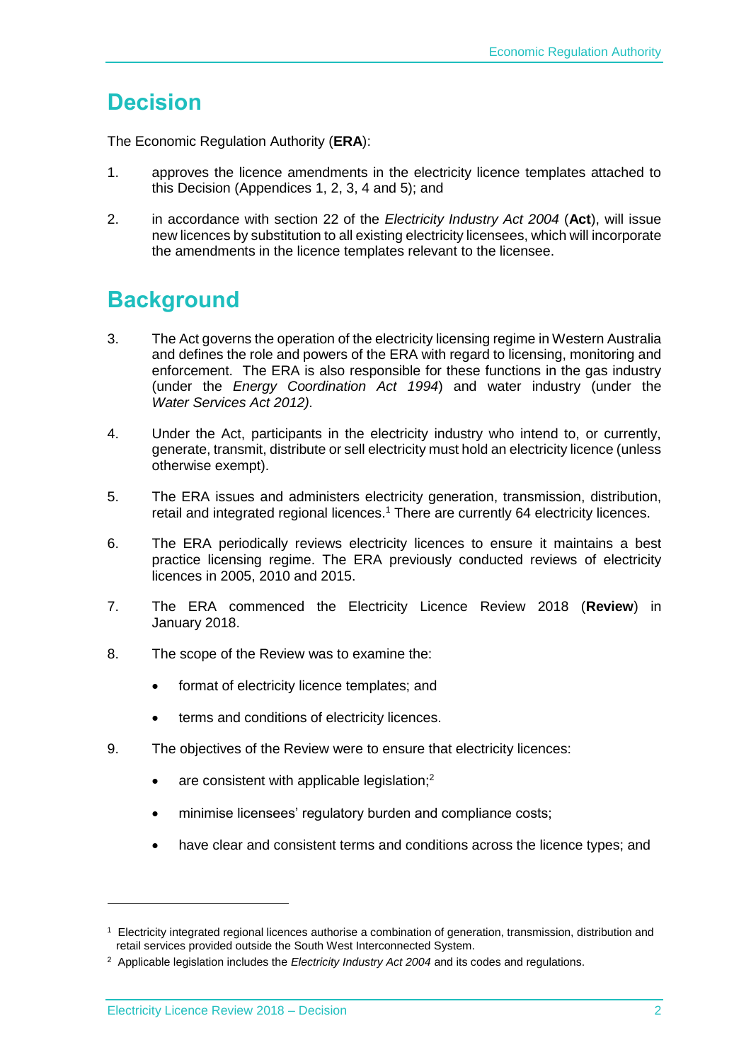# Decision

The Economic Regulation Authority (**ERA**):

1. approves the licence amendments in the electricity licence templates attached to this Decision (Appendices 1, 2, 3, 4 and 5); and

2. in accordance with section 22 of the *Electricity Industry Act 2004* (**Act**), will issue new licences by substitution to all existing electricity licensees, which will incorporate the amendments in the licence templates relevant to the licensee.

# Background

3. The Act governs the operation of the electricity licensing regime in Western Australia and defines the role and powers of the ERA with regard to licensing, monitoring and enforcement. The ERA is also responsible for these functions in the gas industry (under the *Energy Coordination Act 1994*) and water industry (under the *Water Services Act 2012).*

4. Under the Act, participants in the electricity industry who intend to, or currently, generate, transmit, distribute or sell electricity must hold an electricity licence (unless otherwise exempt).

5. The ERA issues and administers electricity generation, transmission, distribution, retail and integrated regional licences.[1] There are currently 64 electricity licences.

6. The ERA periodically reviews electricity licences to ensure it maintains a best practice licensing regime. The ERA previously conducted reviews of electricity licences in 2005, 2010 and 2015.

7. The ERA commenced the Electricity Licence Review 2018 (**Review**) in January 2018.

8. The scope of the Review was to examine the:

   - format of electricity licence templates; and
   - terms and conditions of electricity licences.

9. The objectives of the Review were to ensure that electricity licences:

   - are consistent with applicable legislation;[2]
   - minimise licensees' regulatory burden and compliance costs;
   - have clear and consistent terms and conditions across the licence types; and

---

[1] Electricity integrated regional licences authorise a combination of generation, transmission, distribution and retail services provided outside the South West Interconnected System.

[2] Applicable legislation includes the *Electricity Industry Act 2004* and its codes and regulations.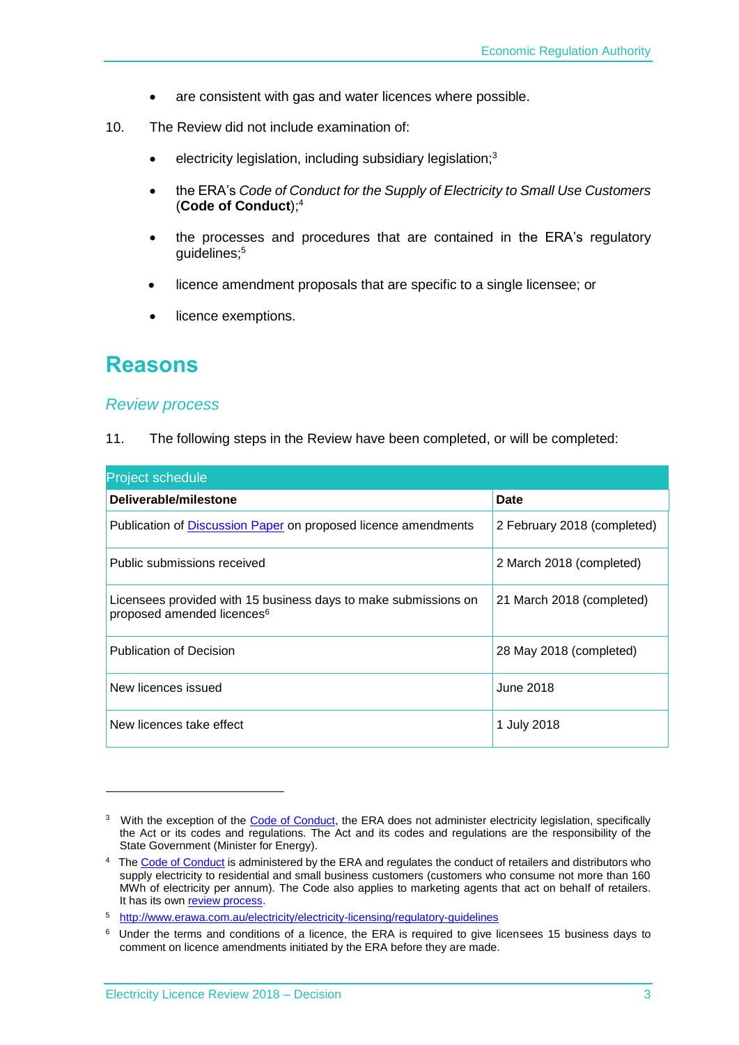- are consistent with gas and water licences where possible.

10. The Review did not include examination of:

- electricity legislation, including subsidiary legislation;[3]
- the ERA's *Code of Conduct for the Supply of Electricity to Small Use Customers* (**Code of Conduct**);[4]
- the processes and procedures that are contained in the ERA's regulatory guidelines;[5]
- licence amendment proposals that are specific to a single licensee; or
- licence exemptions.

# Reasons

## *Review process*

11. The following steps in the Review have been completed, or will be completed:

| Project schedule | |
|---|---|
| **Deliverable/milestone** | **Date** |
| Publication of Discussion Paper on proposed licence amendments | 2 February 2018 (completed) |
| Public submissions received | 2 March 2018 (completed) |
| Licensees provided with 15 business days to make submissions on proposed amended licences[6] | 21 March 2018 (completed) |
| Publication of Decision | 28 May 2018 (completed) |
| New licences issued | June 2018 |
| New licences take effect | 1 July 2018 |

---

[3] With the exception of the Code of Conduct, the ERA does not administer electricity legislation, specifically the Act or its codes and regulations. The Act and its codes and regulations are the responsibility of the State Government (Minister for Energy).

[4] The Code of Conduct is administered by the ERA and regulates the conduct of retailers and distributors who supply electricity to residential and small business customers (customers who consume not more than 160 MWh of electricity per annum). The Code also applies to marketing agents that act on behalf of retailers. It has its own review process.

[5] http://www.erawa.com.au/electricity/electricity-licensing/regulatory-guidelines

[6] Under the terms and conditions of a licence, the ERA is required to give licensees 15 business days to comment on licence amendments initiated by the ERA before they are made.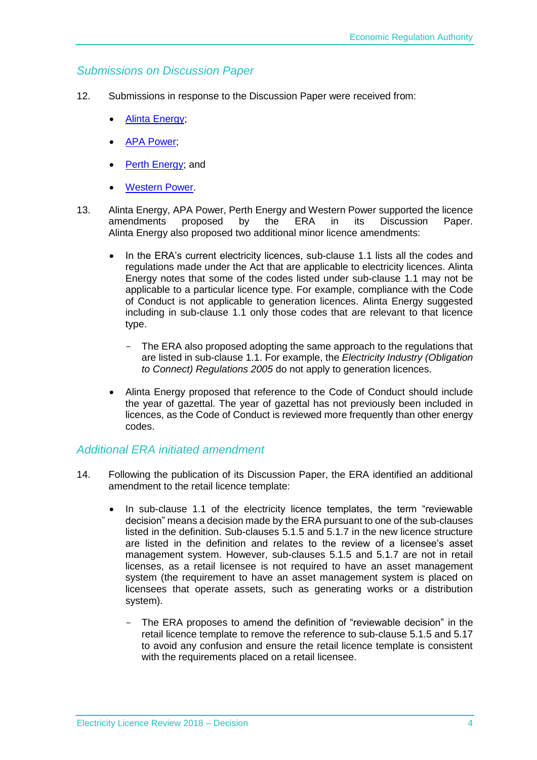## Submissions on Discussion Paper

12. Submissions in response to the Discussion Paper were received from:

    - Alinta Energy;
    - APA Power;
    - Perth Energy; and
    - Western Power.

13. Alinta Energy, APA Power, Perth Energy and Western Power supported the licence amendments proposed by the ERA in its Discussion Paper. Alinta Energy also proposed two additional minor licence amendments:

    - In the ERA's current electricity licences, sub-clause 1.1 lists all the codes and regulations made under the Act that are applicable to electricity licences. Alinta Energy notes that some of the codes listed under sub-clause 1.1 may not be applicable to a particular licence type. For example, compliance with the Code of Conduct is not applicable to generation licences. Alinta Energy suggested including in sub-clause 1.1 only those codes that are relevant to that licence type.
        - The ERA also proposed adopting the same approach to the regulations that are listed in sub-clause 1.1. For example, the *Electricity Industry (Obligation to Connect) Regulations 2005* do not apply to generation licences.
    - Alinta Energy proposed that reference to the Code of Conduct should include the year of gazettal. The year of gazettal has not previously been included in licences, as the Code of Conduct is reviewed more frequently than other energy codes.

## Additional ERA initiated amendment

14. Following the publication of its Discussion Paper, the ERA identified an additional amendment to the retail licence template:

    - In sub-clause 1.1 of the electricity licence templates, the term "reviewable decision" means a decision made by the ERA pursuant to one of the sub-clauses listed in the definition. Sub-clauses 5.1.5 and 5.1.7 in the new licence structure are listed in the definition and relates to the review of a licensee's asset management system. However, sub-clauses 5.1.5 and 5.1.7 are not in retail licenses, as a retail licensee is not required to have an asset management system (the requirement to have an asset management system is placed on licensees that operate assets, such as generating works or a distribution system).
        - The ERA proposes to amend the definition of "reviewable decision" in the retail licence template to remove the reference to sub-clause 5.1.5 and 5.17 to avoid any confusion and ensure the retail licence template is consistent with the requirements placed on a retail licensee.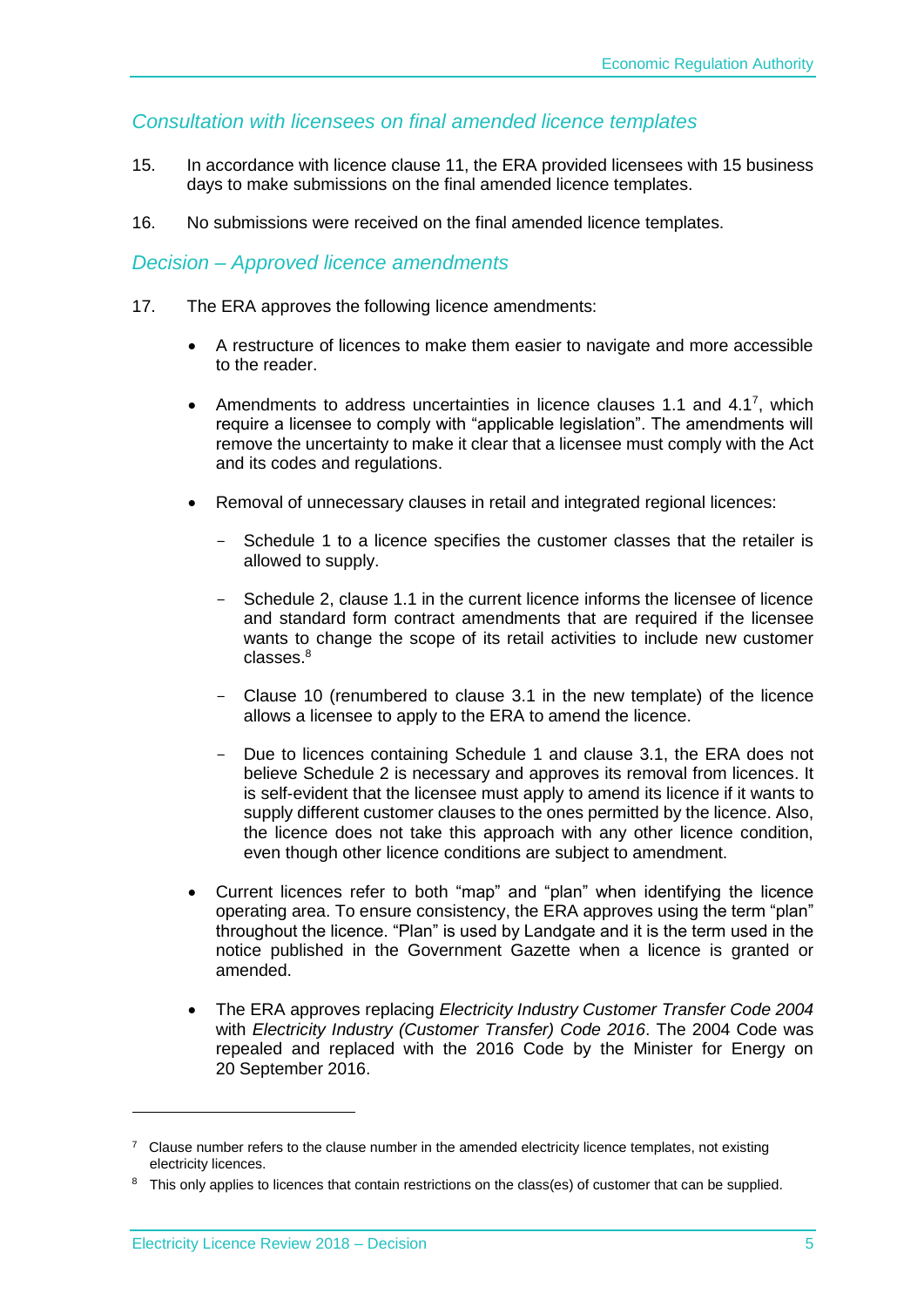### *Consultation with licensees on final amended licence templates*

15. In accordance with licence clause 11, the ERA provided licensees with 15 business days to make submissions on the final amended licence templates.

16. No submissions were received on the final amended licence templates.

### *Decision – Approved licence amendments*

17. The ERA approves the following licence amendments:

    - A restructure of licences to make them easier to navigate and more accessible to the reader.

    - Amendments to address uncertainties in licence clauses 1.1 and 4.1[7], which require a licensee to comply with "applicable legislation". The amendments will remove the uncertainty to make it clear that a licensee must comply with the Act and its codes and regulations.

    - Removal of unnecessary clauses in retail and integrated regional licences:

        - Schedule 1 to a licence specifies the customer classes that the retailer is allowed to supply.

        - Schedule 2, clause 1.1 in the current licence informs the licensee of licence and standard form contract amendments that are required if the licensee wants to change the scope of its retail activities to include new customer classes.[8]

        - Clause 10 (renumbered to clause 3.1 in the new template) of the licence allows a licensee to apply to the ERA to amend the licence.

        - Due to licences containing Schedule 1 and clause 3.1, the ERA does not believe Schedule 2 is necessary and approves its removal from licences. It is self-evident that the licensee must apply to amend its licence if it wants to supply different customer clauses to the ones permitted by the licence. Also, the licence does not take this approach with any other licence condition, even though other licence conditions are subject to amendment.

    - Current licences refer to both "map" and "plan" when identifying the licence operating area. To ensure consistency, the ERA approves using the term "plan" throughout the licence. "Plan" is used by Landgate and it is the term used in the notice published in the Government Gazette when a licence is granted or amended.

    - The ERA approves replacing *Electricity Industry Customer Transfer Code 2004* with *Electricity Industry (Customer Transfer) Code 2016*. The 2004 Code was repealed and replaced with the 2016 Code by the Minister for Energy on 20 September 2016.

---

[7] Clause number refers to the clause number in the amended electricity licence templates, not existing electricity licences.

[8] This only applies to licences that contain restrictions on the class(es) of customer that can be supplied.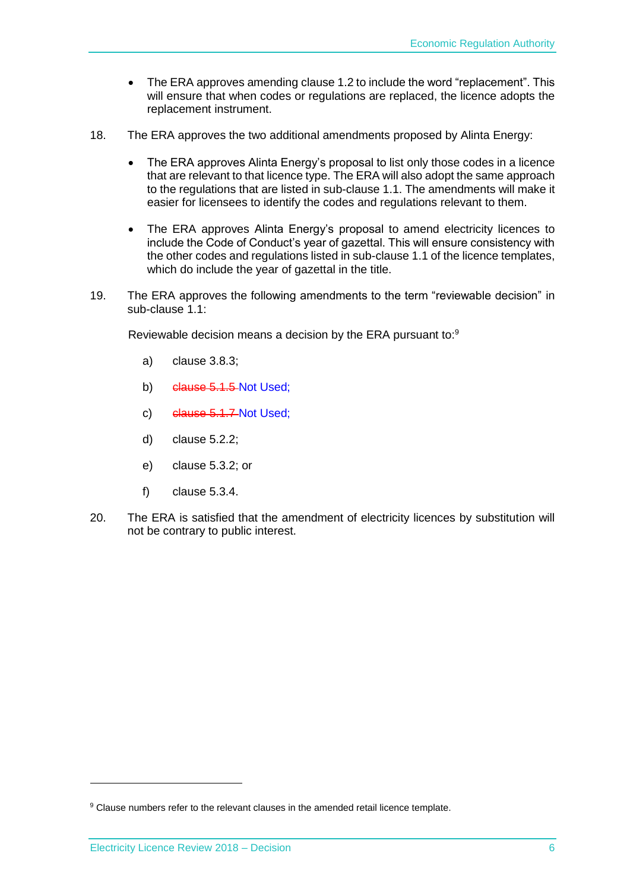- The ERA approves amending clause 1.2 to include the word "replacement". This will ensure that when codes or regulations are replaced, the licence adopts the replacement instrument.

18. The ERA approves the two additional amendments proposed by Alinta Energy:

    - The ERA approves Alinta Energy's proposal to list only those codes in a licence that are relevant to that licence type. The ERA will also adopt the same approach to the regulations that are listed in sub-clause 1.1. The amendments will make it easier for licensees to identify the codes and regulations relevant to them.
    - The ERA approves Alinta Energy's proposal to amend electricity licences to include the Code of Conduct's year of gazettal. This will ensure consistency with the other codes and regulations listed in sub-clause 1.1 of the licence templates, which do include the year of gazettal in the title.

19. The ERA approves the following amendments to the term "reviewable decision" in sub-clause 1.1:

    Reviewable decision means a decision by the ERA pursuant to:[9]

    a) clause 3.8.3;

    b) ~~clause 5.1.5~~ Not Used;

    c) ~~clause 5.1.7~~ Not Used;

    d) clause 5.2.2;

    e) clause 5.3.2; or

    f) clause 5.3.4.

20. The ERA is satisfied that the amendment of electricity licences by substitution will not be contrary to public interest.

---

[9] Clause numbers refer to the relevant clauses in the amended retail licence template.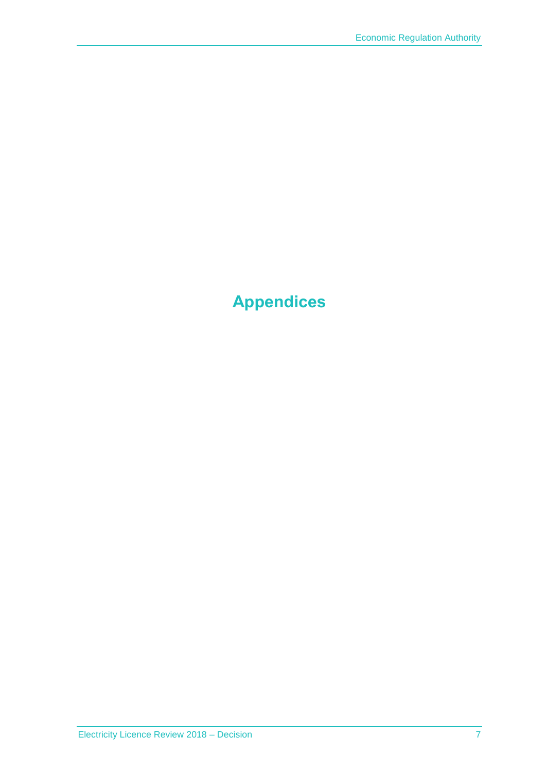# Appendices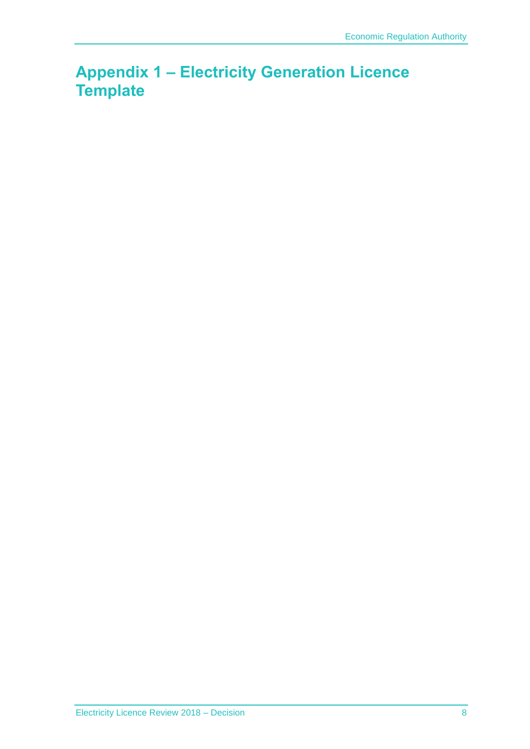# Appendix 1 – Electricity Generation Licence Template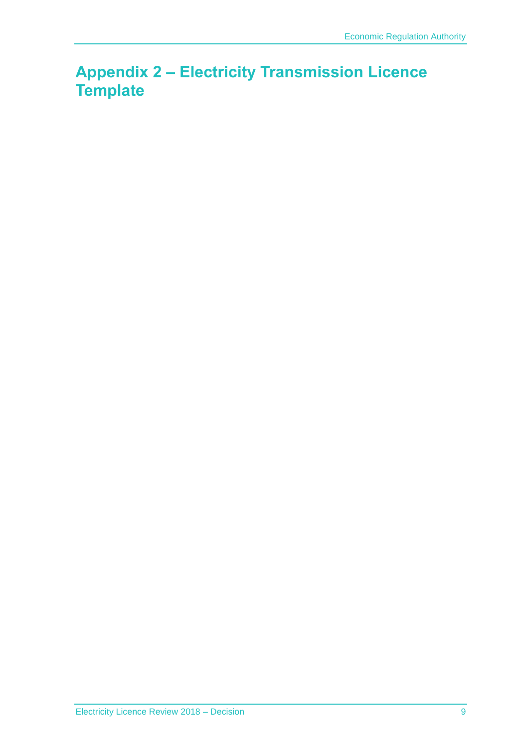# Appendix 2 – Electricity Transmission Licence Template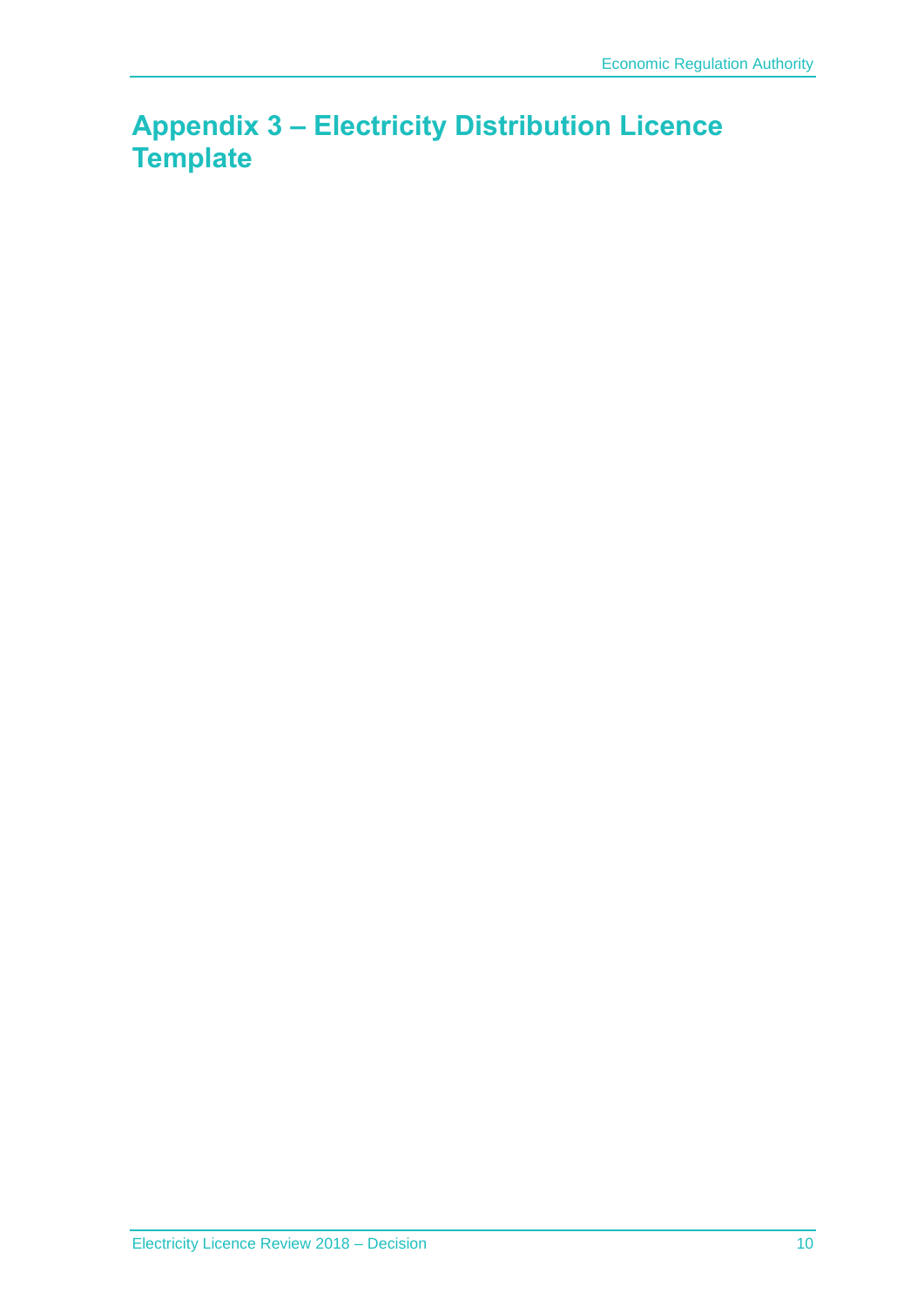# Appendix 3 – Electricity Distribution Licence Template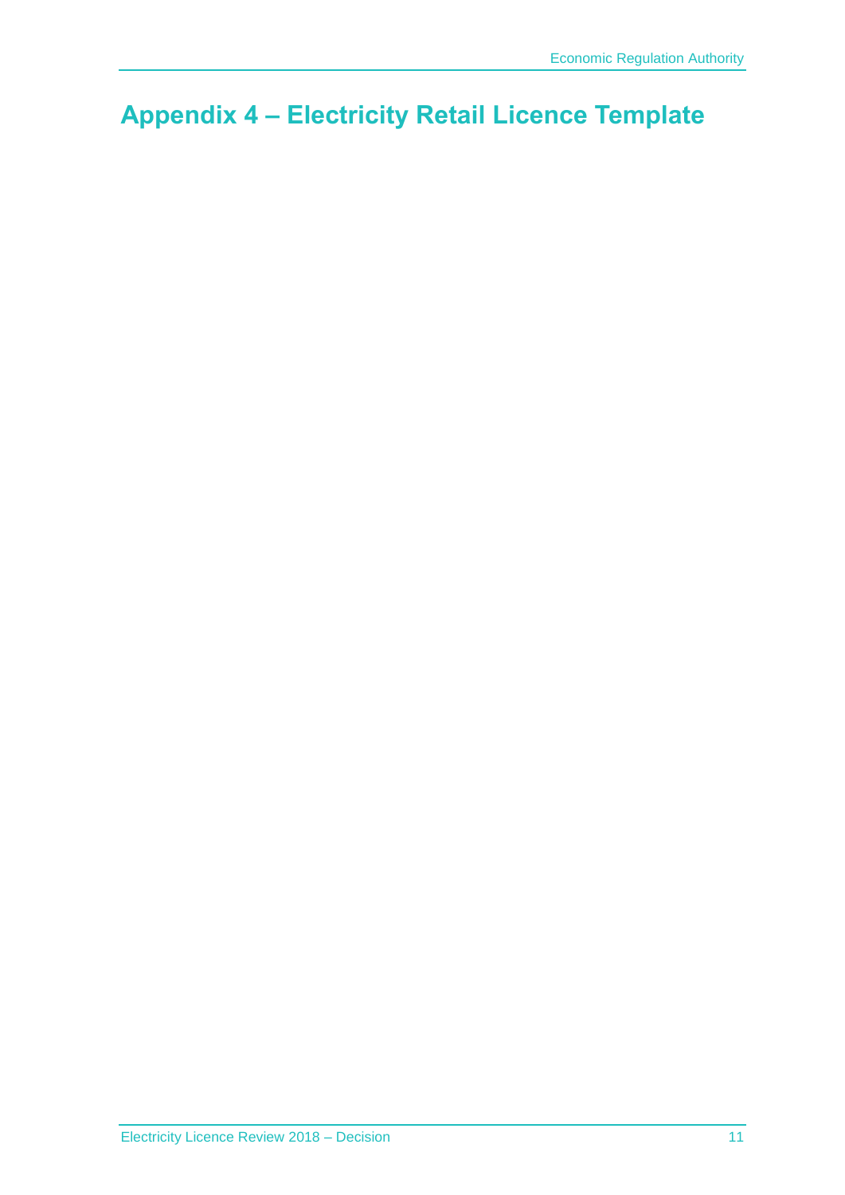# Appendix 4 – Electricity Retail Licence Template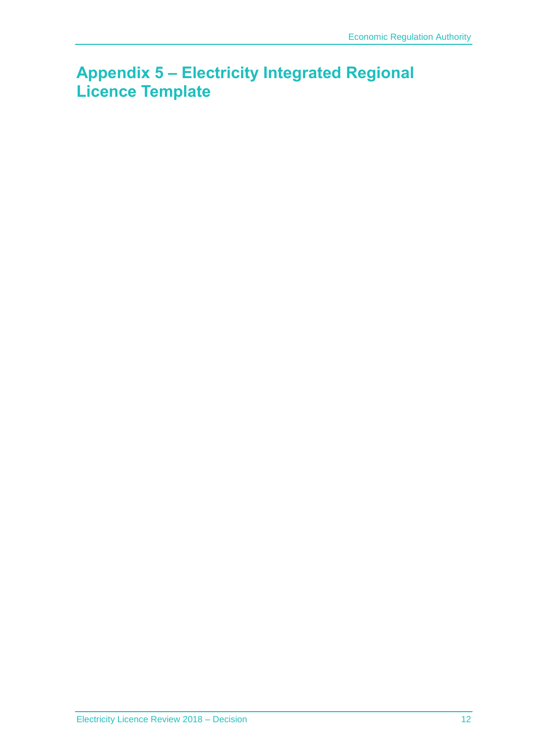# Appendix 5 – Electricity Integrated Regional Licence Template